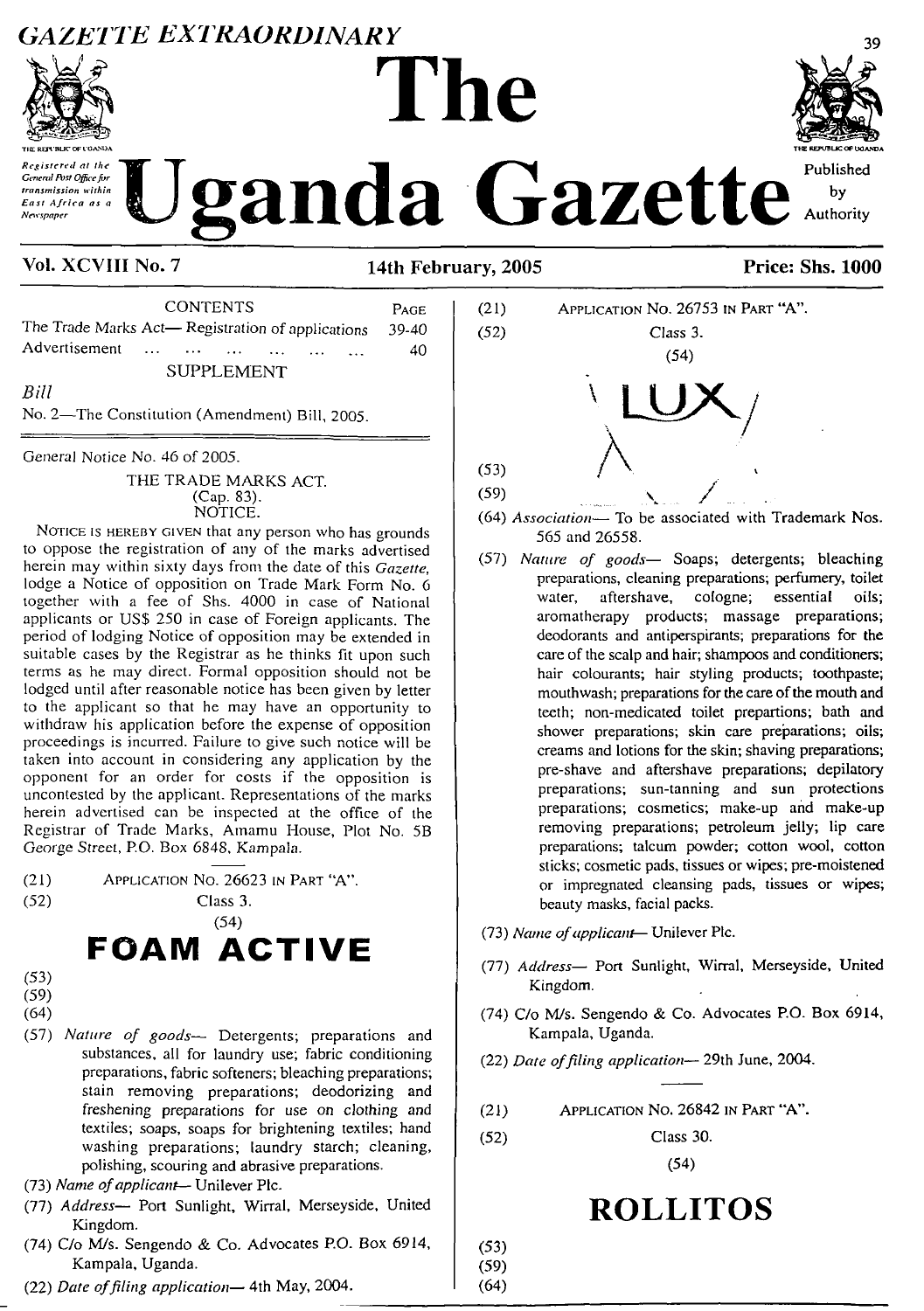# GAZETTE EXTRAORDINARY

# The Uganda Gazette

Registered at the General Post Office for transmission within East Africa as a Newspaper

Published by Authority

**Vol. XCVIII No. 7** **14th February, 2005** **Price: Shs. 1000**

| CONTENTS | PAGE |
|---|---|
| The Trade Marks Act— Registration of applications | 39-40 |
| Advertisement ... ... ... ... ... ... ... | 40 |

SUPPLEMENT

*Bill*

No. 2—The Constitution (Amendment) Bill, 2005.

---

General Notice No. 46 of 2005.

THE TRADE MARKS ACT.
(Cap. 83).
NOTICE.

NOTICE IS HEREBY GIVEN that any person who has grounds to oppose the registration of any of the marks advertised herein may within sixty days from the date of this *Gazette,* lodge a Notice of opposition on Trade Mark Form No. 6 together with a fee of Shs. 4000 in case of National applicants or US$ 250 in case of Foreign applicants. The period of lodging Notice of opposition may be extended in suitable cases by the Registrar as he thinks fit upon such terms as he may direct. Formal opposition should not be lodged until after reasonable notice has been given by letter to the applicant so that he may have an opportunity to withdraw his application before the expense of opposition proceedings is incurred. Failure to give such notice will be taken into account in considering any application by the opponent for an order for costs if the opposition is uncontested by the applicant. Representations of the marks herein advertised can be inspected at the office of the Registrar of Trade Marks, Amamu House, Plot No. 5B George Street, P.O. Box 6848, Kampala.

---

(21) APPLICATION NO. 26623 IN PART "A".

(52) Class 3.

(54)

**FOAM ACTIVE**

(53)

(59)

(64)

(57) *Nature of goods—* Detergents; preparations and substances, all for laundry use; fabric conditioning preparations, fabric softeners; bleaching preparations; stain removing preparations; deodorizing and freshening preparations for use on clothing and textiles; soaps, soaps for brightening textiles; hand washing preparations; laundry starch; cleaning, polishing, scouring and abrasive preparations.

(73) *Name of applicant—* Unilever Plc.

(77) *Address—* Port Sunlight, Wirral, Merseyside, United Kingdom.

(74) C/o M/s. Sengendo & Co. Advocates P.O. Box 6914, Kampala, Uganda.

(22) *Date of filing application—* 4th May, 2004.

---

(21) APPLICATION NO. 26753 IN PART "A".

(52) Class 3.

(54)

**LUX**

(53)

(59)

(64) *Association—* To be associated with Trademark Nos. 565 and 26558.

(57) *Nature of goods—* Soaps; detergents; bleaching preparations, cleaning preparations; perfumery, toilet water, aftershave, cologne; essential oils; aromatherapy products; massage preparations; deodorants and antiperspirants; preparations for the care of the scalp and hair; shampoos and conditioners; hair colourants; hair styling products; toothpaste; mouthwash; preparations for the care of the mouth and teeth; non-medicated toilet prepartions; bath and shower preparations; skin care preparations; oils; creams and lotions for the skin; shaving preparations; pre-shave and aftershave preparations; depilatory preparations; sun-tanning and sun protections preparations; cosmetics; make-up and make-up removing preparations; petroleum jelly; lip care preparations; talcum powder; cotton wool, cotton sticks; cosmetic pads, tissues or wipes; pre-moistened or impregnated cleansing pads, tissues or wipes; beauty masks, facial packs.

(73) *Name of applicant—* Unilever Plc.

(77) *Address—* Port Sunlight, Wirral, Merseyside, United Kingdom.

(74) C/o M/s. Sengendo & Co. Advocates P.O. Box 6914, Kampala, Uganda.

(22) *Date of filing application—* 29th June, 2004.

---

(21) APPLICATION NO. 26842 IN PART "A".

(52) Class 30.

(54)

**ROLLITOS**

(53)

(59)

(64)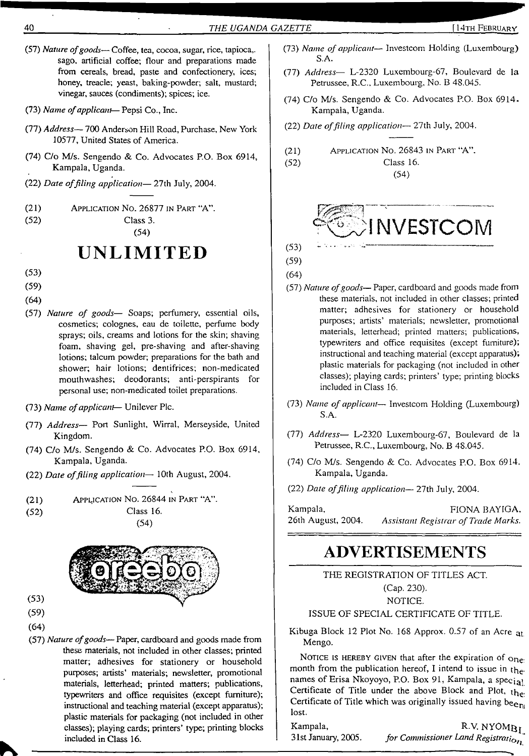(57) *Nature of goods*— Coffee, tea, cocoa, sugar, rice, tapioca, sago, artificial coffee; flour and preparations made from cereals, bread, paste and confectionery, ices; honey, treacle; yeast, baking-powder; salt, mustard; vinegar, sauces (condiments); spices; ice.

(73) *Name of applicant*— Pepsi Co., Inc.

(77) *Address*— 700 Anderson Hill Road, Purchase, New York 10577, United States of America.

(74) C/o M/s. Sengendo & Co. Advocates P.O. Box 6914, Kampala, Uganda.

(22) *Date of filing application*— 27th July, 2004.

---

(21) APPLICATION NO. 26877 IN PART "A".

(52) Class 3.

(54)

# UNLIMITED

(53)

(59)

(64)

(57) *Nature of goods*— Soaps; perfumery, essential oils, cosmetics; colognes, eau de toilette, perfume body sprays; oils, creams and lotions for the skin; shaving foam, shaving gel, pre-shaving and after-shaving lotions; talcum powder; preparations for the bath and shower; hair lotions; dentifrices; non-medicated mouthwashes; deodorants; anti-perspirants for personal use; non-medicated toilet preparations.

(73) *Name of applicant*— Unilever Plc.

(77) *Address*— Port Sunlight, Wirral, Merseyside, United Kingdom.

(74) C/o M/s. Sengendo & Co. Advocates P.O. Box 6914, Kampala, Uganda.

(22) *Date of filing application*— 10th August, 2004.

---

(21) APPLICATION NO. 26844 IN PART "A".

(52) Class 16.

(54)

oreebo

(53)

(59)

(64)

(57) *Nature of goods*— Paper, cardboard and goods made from these materials, not included in other classes; printed matter; adhesives for stationery or household purposes; artists' materials; newsletter, promotional materials, letterhead; printed matters; publications, typewriters and office requisites (except furniture); instructional and teaching material (except apparatus); plastic materials for packaging (not included in other classes); playing cards; printers' type; printing blocks included in Class 16.

(73) *Name of applicant*— Investcom Holding (Luxembourg) S.A.

(77) *Address*— L-2320 Luxembourg-67, Boulevard de la Petrussee, R.C., Luxembourg, No. B 48.045.

(74) C/o M/s. Sengendo & Co. Advocates P.O. Box 6914. Kampala, Uganda.

(22) *Date of filing application*— 27th July, 2004.

---

(21) APPLICATION NO. 26843 IN PART "A".

(52) Class 16.

(54)

INVESTCOM

(53)

(59)

(64)

(57) *Nature of goods*— Paper, cardboard and goods made from these materials, not included in other classes; printed matter; adhesives for stationery or household purposes; artists' materials; newsletter, promotional materials, letterhead; printed matters; publications, typewriters and office requisites (except furniture); instructional and teaching material (except apparatus); plastic materials for packaging (not included in other classes); playing cards; printers' type; printing blocks included in Class 16.

(73) *Name of applicant*— Investcom Holding (Luxembourg) S.A.

(77) *Address*— L-2320 Luxembourg-67, Boulevard de la Petrussee, R.C., Luxembourg, No. B 48.045.

(74) C/o M/s. Sengendo & Co. Advocates P.O. Box 6914. Kampala, Uganda.

(22) *Date of filing application*— 27th July, 2004.

Kampala,
26th August, 2004.

FIONA BAYIGA,
*Assistant Registrar of Trade Marks.*

# ADVERTISEMENTS

THE REGISTRATION OF TITLES ACT.

(Cap. 230).

NOTICE.

ISSUE OF SPECIAL CERTIFICATE OF TITLE.

Kibuga Block 12 Plot No. 168 Approx. 0.57 of an Acre at Mengo.

NOTICE IS HEREBY GIVEN that after the expiration of one month from the publication hereof, I intend to issue in the names of Erisa Nkoyoyo, P.O. Box 91, Kampala, a special Certificate of Title under the above Block and Plot, the Certificate of Title which was originally issued having been lost.

Kampala,
31st January, 2005.

R.V. NYOMBI,
*for Commissioner Land Registration.*